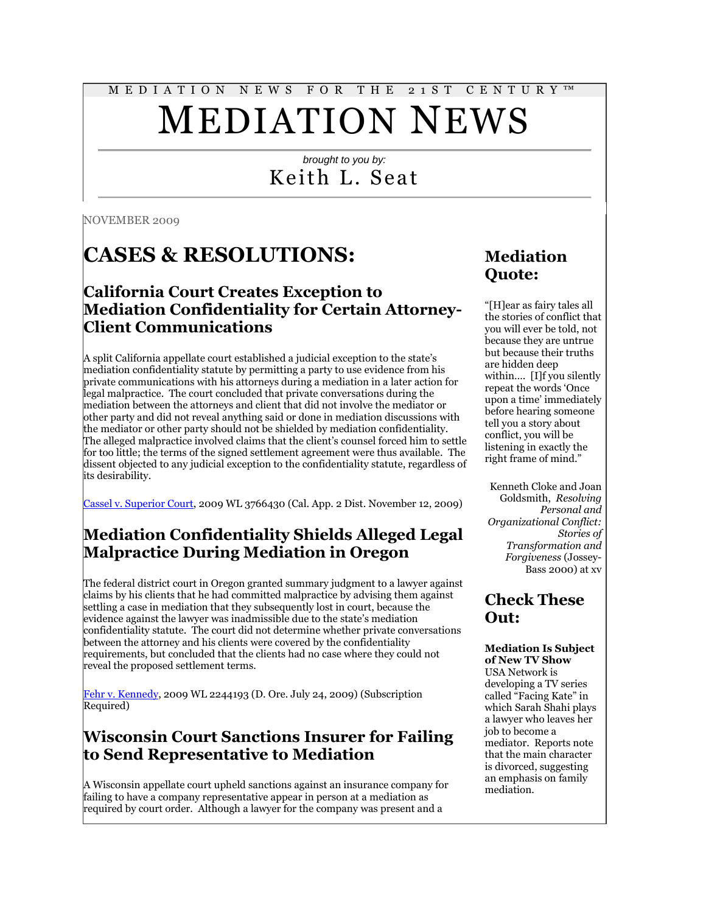MEDIATION NEWS FOR THE 21ST CENTURY™

# MEDIATION NEWS

*brought to you by:*

Keith L. Seat

NOVEMBER 2009

# CASES & RESOLUTIONS:

## California Court Creates Exception to Mediation Confidentiality for Certain Attorney-Client Communications

A split California appellate court established a judicial exception to the state's mediation confidentiality statute by permitting a party to use evidence from his private communications with his attorneys during a mediation in a later action for legal malpractice. The court concluded that private conversations during the mediation between the attorneys and client that did not involve the mediator or other party and did not reveal anything said or done in mediation discussions with the mediator or other party should not be shielded by mediation confidentiality. The alleged malpractice involved claims that the client's counsel forced him to settle for too little; the terms of the signed settlement agreement were thus available. The dissent objected to any judicial exception to the confidentiality statute, regardless of its desirability.

Cassel v. Superior Court, 2009 WL 3766430 (Cal. App. 2 Dist. November 12, 2009)

## Mediation Confidentiality Shields Alleged Legal Malpractice During Mediation in Oregon

The federal district court in Oregon granted summary judgment to a lawyer against claims by his clients that he had committed malpractice by advising them against settling a case in mediation that they subsequently lost in court, because the evidence against the lawyer was inadmissible due to the state's mediation confidentiality statute. The court did not determine whether private conversations between the attorney and his clients were covered by the confidentiality requirements, but concluded that the clients had no case where they could not reveal the proposed settlement terms.

Fehr v. Kennedy, 2009 WL 2244193 (D. Ore. July 24, 2009) (Subscription Required)

## Wisconsin Court Sanctions Insurer for Failing to Send Representative to Mediation

A Wisconsin appellate court upheld sanctions against an insurance company for failing to have a company representative appear in person at a mediation as required by court order. Although a lawyer for the company was present and a

## Mediation Quote:

"[H]ear as fairy tales all the stories of conflict that you will ever be told, not because they are untrue but because their truths are hidden deep within.... [I]f you silently repeat the words 'Once upon a time' immediately before hearing someone tell you a story about conflict, you will be listening in exactly the right frame of mind."

Kenneth Cloke and Joan Goldsmith, *Resolving Personal and Organizational Conflict: Stories of Transformation and Forgiveness* (Jossey-Bass 2000) at xv

## Check These Out:

**Mediation Is Subject of New TV Show**
USA Network is developing a TV series called "Facing Kate" in which Sarah Shahi plays a lawyer who leaves her job to become a mediator. Reports note that the main character is divorced, suggesting an emphasis on family mediation.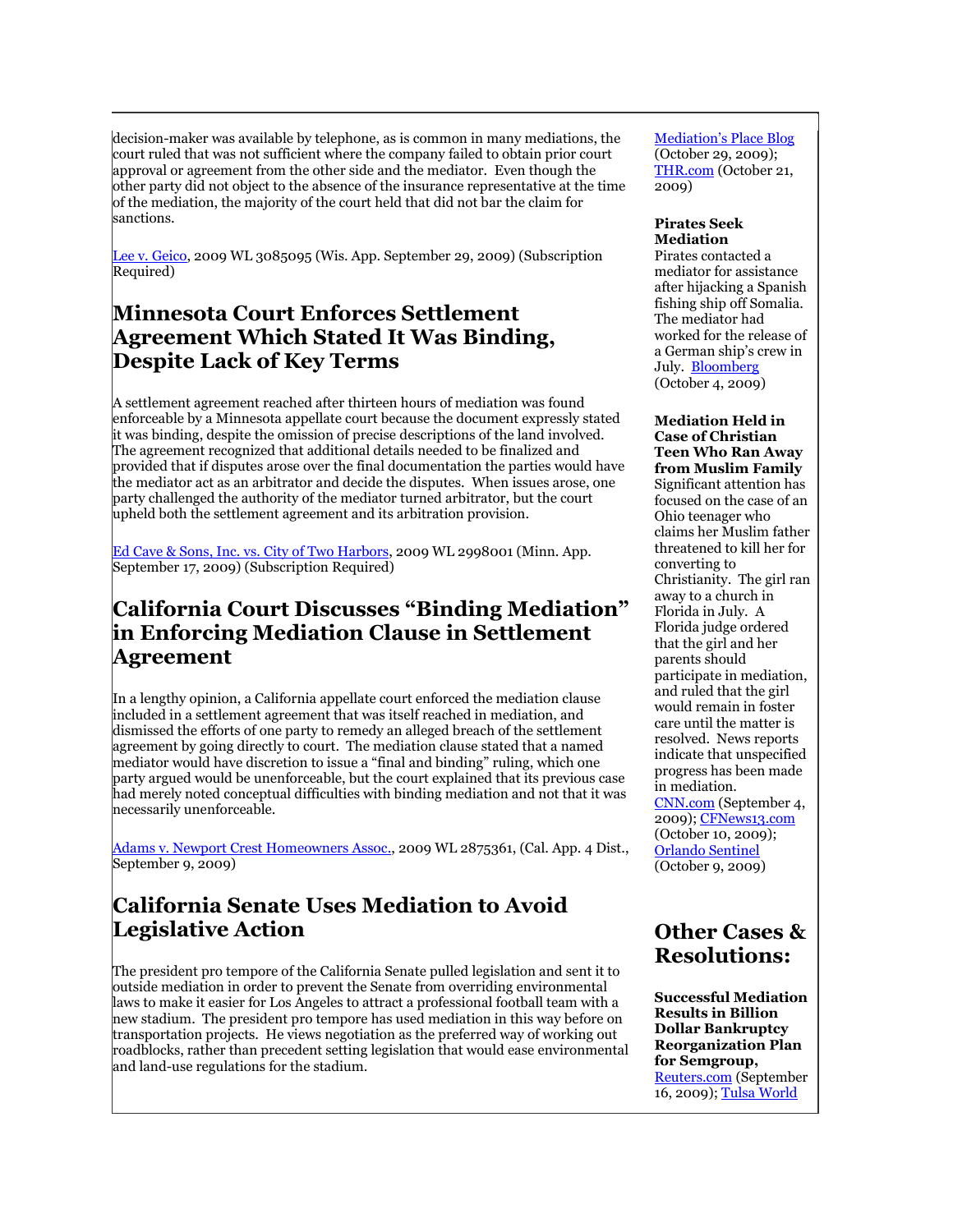decision-maker was available by telephone, as is common in many mediations, the court ruled that was not sufficient where the company failed to obtain prior court approval or agreement from the other side and the mediator. Even though the other party did not object to the absence of the insurance representative at the time of the mediation, the majority of the court held that did not bar the claim for sanctions.

Lee v. Geico, 2009 WL 3085095 (Wis. App. September 29, 2009) (Subscription Required)

## Minnesota Court Enforces Settlement Agreement Which Stated It Was Binding, Despite Lack of Key Terms

A settlement agreement reached after thirteen hours of mediation was found enforceable by a Minnesota appellate court because the document expressly stated it was binding, despite the omission of precise descriptions of the land involved. The agreement recognized that additional details needed to be finalized and provided that if disputes arose over the final documentation the parties would have the mediator act as an arbitrator and decide the disputes. When issues arose, one party challenged the authority of the mediator turned arbitrator, but the court upheld both the settlement agreement and its arbitration provision.

Ed Cave & Sons, Inc. vs. City of Two Harbors, 2009 WL 2998001 (Minn. App. September 17, 2009) (Subscription Required)

## California Court Discusses "Binding Mediation" in Enforcing Mediation Clause in Settlement Agreement

In a lengthy opinion, a California appellate court enforced the mediation clause included in a settlement agreement that was itself reached in mediation, and dismissed the efforts of one party to remedy an alleged breach of the settlement agreement by going directly to court. The mediation clause stated that a named mediator would have discretion to issue a "final and binding" ruling, which one party argued would be unenforceable, but the court explained that its previous case had merely noted conceptual difficulties with binding mediation and not that it was necessarily unenforceable.

Adams v. Newport Crest Homeowners Assoc., 2009 WL 2875361, (Cal. App. 4 Dist., September 9, 2009)

## California Senate Uses Mediation to Avoid Legislative Action

The president pro tempore of the California Senate pulled legislation and sent it to outside mediation in order to prevent the Senate from overriding environmental laws to make it easier for Los Angeles to attract a professional football team with a new stadium. The president pro tempore has used mediation in this way before on transportation projects. He views negotiation as the preferred way of working out roadblocks, rather than precedent setting legislation that would ease environmental and land-use regulations for the stadium.

Mediation's Place Blog (October 29, 2009); THR.com (October 21, 2009)

**Pirates Seek Mediation**
Pirates contacted a mediator for assistance after hijacking a Spanish fishing ship off Somalia. The mediator had worked for the release of a German ship's crew in July. Bloomberg (October 4, 2009)

**Mediation Held in Case of Christian Teen Who Ran Away from Muslim Family**
Significant attention has focused on the case of an Ohio teenager who claims her Muslim father threatened to kill her for converting to Christianity. The girl ran away to a church in Florida in July. A Florida judge ordered that the girl and her parents should participate in mediation, and ruled that the girl would remain in foster care until the matter is resolved. News reports indicate that unspecified progress has been made in mediation. CNN.com (September 4, 2009); CFNews13.com (October 10, 2009); Orlando Sentinel (October 9, 2009)

## Other Cases & Resolutions:

**Successful Mediation Results in Billion Dollar Bankruptcy Reorganization Plan for Semgroup,** Reuters.com (September 16, 2009); Tulsa World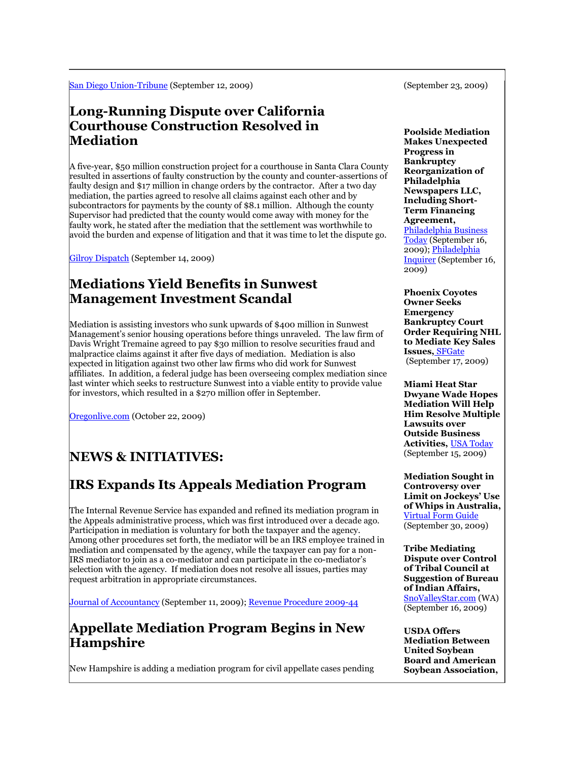San Diego Union-Tribune (September 12, 2009)

## Long-Running Dispute over California Courthouse Construction Resolved in Mediation

A five-year, $50 million construction project for a courthouse in Santa Clara County resulted in assertions of faulty construction by the county and counter-assertions of faulty design and $17 million in change orders by the contractor. After a two day mediation, the parties agreed to resolve all claims against each other and by subcontractors for payments by the county of $8.1 million. Although the county Supervisor had predicted that the county would come away with money for the faulty work, he stated after the mediation that the settlement was worthwhile to avoid the burden and expense of litigation and that it was time to let the dispute go.

Gilroy Dispatch (September 14, 2009)

## Mediations Yield Benefits in Sunwest Management Investment Scandal

Mediation is assisting investors who sunk upwards of $400 million in Sunwest Management's senior housing operations before things unraveled. The law firm of Davis Wright Tremaine agreed to pay $30 million to resolve securities fraud and malpractice claims against it after five days of mediation. Mediation is also expected in litigation against two other law firms who did work for Sunwest affiliates. In addition, a federal judge has been overseeing complex mediation since last winter which seeks to restructure Sunwest into a viable entity to provide value for investors, which resulted in a $270 million offer in September.

Oregonlive.com (October 22, 2009)

# NEWS & INITIATIVES:

## IRS Expands Its Appeals Mediation Program

The Internal Revenue Service has expanded and refined its mediation program in the Appeals administrative process, which was first introduced over a decade ago. Participation in mediation is voluntary for both the taxpayer and the agency. Among other procedures set forth, the mediator will be an IRS employee trained in mediation and compensated by the agency, while the taxpayer can pay for a non-IRS mediator to join as a co-mediator and can participate in the co-mediator's selection with the agency. If mediation does not resolve all issues, parties may request arbitration in appropriate circumstances.

Journal of Accountancy (September 11, 2009); Revenue Procedure 2009-44

## Appellate Mediation Program Begins in New Hampshire

New Hampshire is adding a mediation program for civil appellate cases pending

(September 23, 2009)

**Poolside Mediation Makes Unexpected Progress in Bankruptcy Reorganization of Philadelphia Newspapers LLC, Including Short-Term Financing Agreement,** Philadelphia Business Today (September 16, 2009); Philadelphia Inquirer (September 16, 2009)

**Phoenix Coyotes Owner Seeks Emergency Bankruptcy Court Order Requiring NHL to Mediate Key Sales Issues,** SFGate (September 17, 2009)

**Miami Heat Star Dwyane Wade Hopes Mediation Will Help Him Resolve Multiple Lawsuits over Outside Business Activities,** USA Today (September 15, 2009)

**Mediation Sought in Controversy over Limit on Jockeys' Use of Whips in Australia,** Virtual Form Guide (September 30, 2009)

**Tribe Mediating Dispute over Control of Tribal Council at Suggestion of Bureau of Indian Affairs,** SnoValleyStar.com (WA) (September 16, 2009)

**USDA Offers Mediation Between United Soybean Board and American Soybean Association,**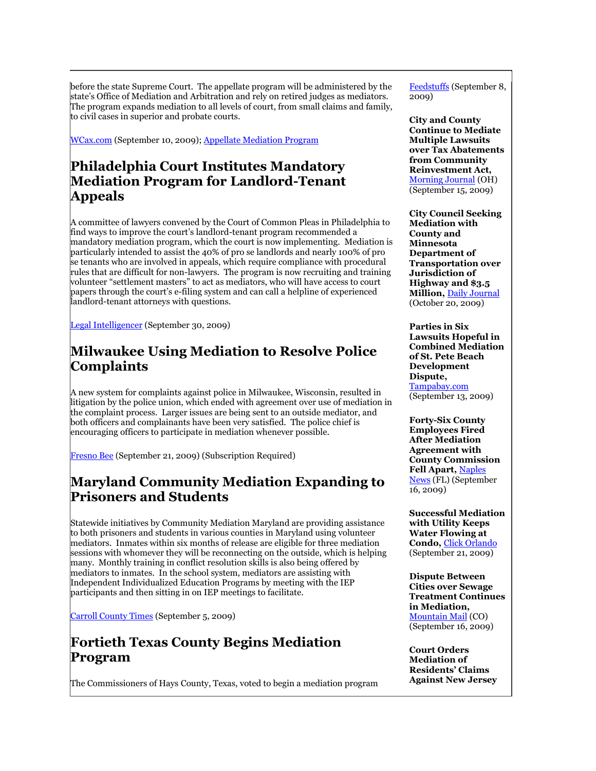before the state Supreme Court. The appellate program will be administered by the state's Office of Mediation and Arbitration and rely on retired judges as mediators. The program expands mediation to all levels of court, from small claims and family, to civil cases in superior and probate courts.

WCax.com (September 10, 2009); Appellate Mediation Program

## Philadelphia Court Institutes Mandatory Mediation Program for Landlord-Tenant Appeals

A committee of lawyers convened by the Court of Common Pleas in Philadelphia to find ways to improve the court's landlord-tenant program recommended a mandatory mediation program, which the court is now implementing. Mediation is particularly intended to assist the 40% of pro se landlords and nearly 100% of pro se tenants who are involved in appeals, which require compliance with procedural rules that are difficult for non-lawyers. The program is now recruiting and training volunteer "settlement masters" to act as mediators, who will have access to court papers through the court's e-filing system and can call a helpline of experienced landlord-tenant attorneys with questions.

Legal Intelligencer (September 30, 2009)

## Milwaukee Using Mediation to Resolve Police Complaints

A new system for complaints against police in Milwaukee, Wisconsin, resulted in litigation by the police union, which ended with agreement over use of mediation in the complaint process. Larger issues are being sent to an outside mediator, and both officers and complainants have been very satisfied. The police chief is encouraging officers to participate in mediation whenever possible.

Fresno Bee (September 21, 2009) (Subscription Required)

## Maryland Community Mediation Expanding to Prisoners and Students

Statewide initiatives by Community Mediation Maryland are providing assistance to both prisoners and students in various counties in Maryland using volunteer mediators. Inmates within six months of release are eligible for three mediation sessions with whomever they will be reconnecting on the outside, which is helping many. Monthly training in conflict resolution skills is also being offered by mediators to inmates. In the school system, mediators are assisting with Independent Individualized Education Programs by meeting with the IEP participants and then sitting in on IEP meetings to facilitate.

Carroll County Times (September 5, 2009)

## Fortieth Texas County Begins Mediation Program

The Commissioners of Hays County, Texas, voted to begin a mediation program

Feedstuffs (September 8, 2009)

**City and County Continue to Mediate Multiple Lawsuits over Tax Abatements from Community Reinvestment Act,** Morning Journal (OH) (September 15, 2009)

**City Council Seeking Mediation with County and Minnesota Department of Transportation over Jurisdiction of Highway and $3.5 Million,** Daily Journal (October 20, 2009)

**Parties in Six Lawsuits Hopeful in Combined Mediation of St. Pete Beach Development Dispute,** Tampabay.com (September 13, 2009)

**Forty-Six County Employees Fired After Mediation Agreement with County Commission Fell Apart,** Naples News (FL) (September 16, 2009)

**Successful Mediation with Utility Keeps Water Flowing at Condo,** Click Orlando (September 21, 2009)

**Dispute Between Cities over Sewage Treatment Continues in Mediation,** Mountain Mail (CO) (September 16, 2009)

**Court Orders Mediation of Residents' Claims Against New Jersey**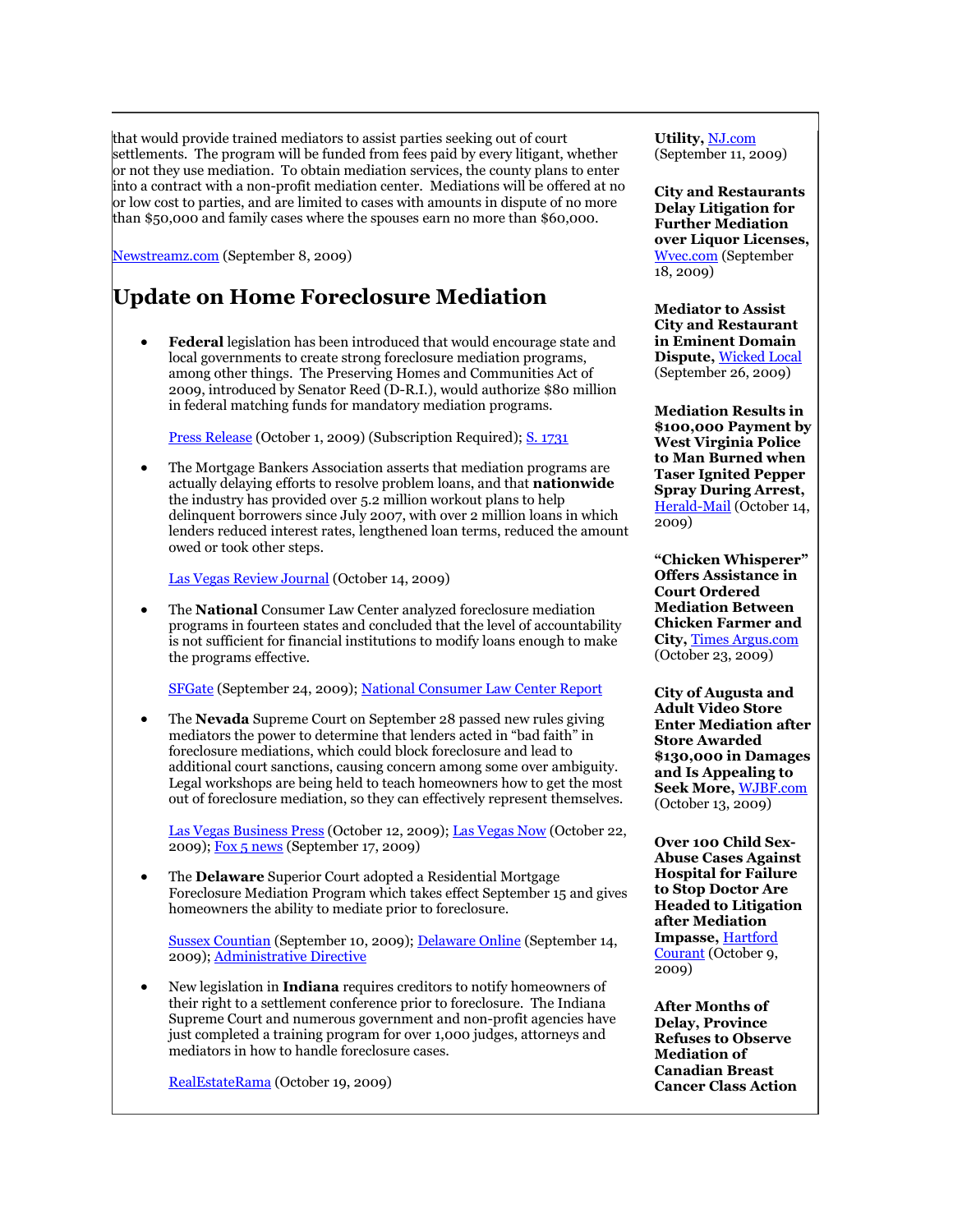that would provide trained mediators to assist parties seeking out of court settlements. The program will be funded from fees paid by every litigant, whether or not they use mediation. To obtain mediation services, the county plans to enter into a contract with a non-profit mediation center. Mediations will be offered at no or low cost to parties, and are limited to cases with amounts in dispute of no more than $50,000 and family cases where the spouses earn no more than $60,000.

Newstreamz.com (September 8, 2009)

# Update on Home Foreclosure Mediation

- **Federal** legislation has been introduced that would encourage state and local governments to create strong foreclosure mediation programs, among other things. The Preserving Homes and Communities Act of 2009, introduced by Senator Reed (D-R.I.), would authorize $80 million in federal matching funds for mandatory mediation programs.

  Press Release (October 1, 2009) (Subscription Required); S. 1731

- The Mortgage Bankers Association asserts that mediation programs are actually delaying efforts to resolve problem loans, and that **nationwide** the industry has provided over 5.2 million workout plans to help delinquent borrowers since July 2007, with over 2 million loans in which lenders reduced interest rates, lengthened loan terms, reduced the amount owed or took other steps.

  Las Vegas Review Journal (October 14, 2009)

- The **National** Consumer Law Center analyzed foreclosure mediation programs in fourteen states and concluded that the level of accountability is not sufficient for financial institutions to modify loans enough to make the programs effective.

  SFGate (September 24, 2009); National Consumer Law Center Report

- The **Nevada** Supreme Court on September 28 passed new rules giving mediators the power to determine that lenders acted in "bad faith" in foreclosure mediations, which could block foreclosure and lead to additional court sanctions, causing concern among some over ambiguity. Legal workshops are being held to teach homeowners how to get the most out of foreclosure mediation, so they can effectively represent themselves.

  Las Vegas Business Press (October 12, 2009); Las Vegas Now (October 22, 2009); Fox 5 news (September 17, 2009)

- The **Delaware** Superior Court adopted a Residential Mortgage Foreclosure Mediation Program which takes effect September 15 and gives homeowners the ability to mediate prior to foreclosure.

  Sussex Countian (September 10, 2009); Delaware Online (September 14, 2009); Administrative Directive

- New legislation in **Indiana** requires creditors to notify homeowners of their right to a settlement conference prior to foreclosure. The Indiana Supreme Court and numerous government and non-profit agencies have just completed a training program for over 1,000 judges, attorneys and mediators in how to handle foreclosure cases.

  RealEstateRama (October 19, 2009)

**Utility,** NJ.com (September 11, 2009)

**City and Restaurants Delay Litigation for Further Mediation over Liquor Licenses,** Wvec.com (September 18, 2009)

**Mediator to Assist City and Restaurant in Eminent Domain Dispute,** Wicked Local (September 26, 2009)

**Mediation Results in $100,000 Payment by West Virginia Police to Man Burned when Taser Ignited Pepper Spray During Arrest,** Herald-Mail (October 14, 2009)

**"Chicken Whisperer" Offers Assistance in Court Ordered Mediation Between Chicken Farmer and City,** Times Argus.com (October 23, 2009)

**City of Augusta and Adult Video Store Enter Mediation after Store Awarded $130,000 in Damages and Is Appealing to Seek More,** WJBF.com (October 13, 2009)

**Over 100 Child Sex-Abuse Cases Against Hospital for Failure to Stop Doctor Are Headed to Litigation after Mediation Impasse,** Hartford Courant (October 9, 2009)

**After Months of Delay, Province Refuses to Observe Mediation of Canadian Breast Cancer Class Action**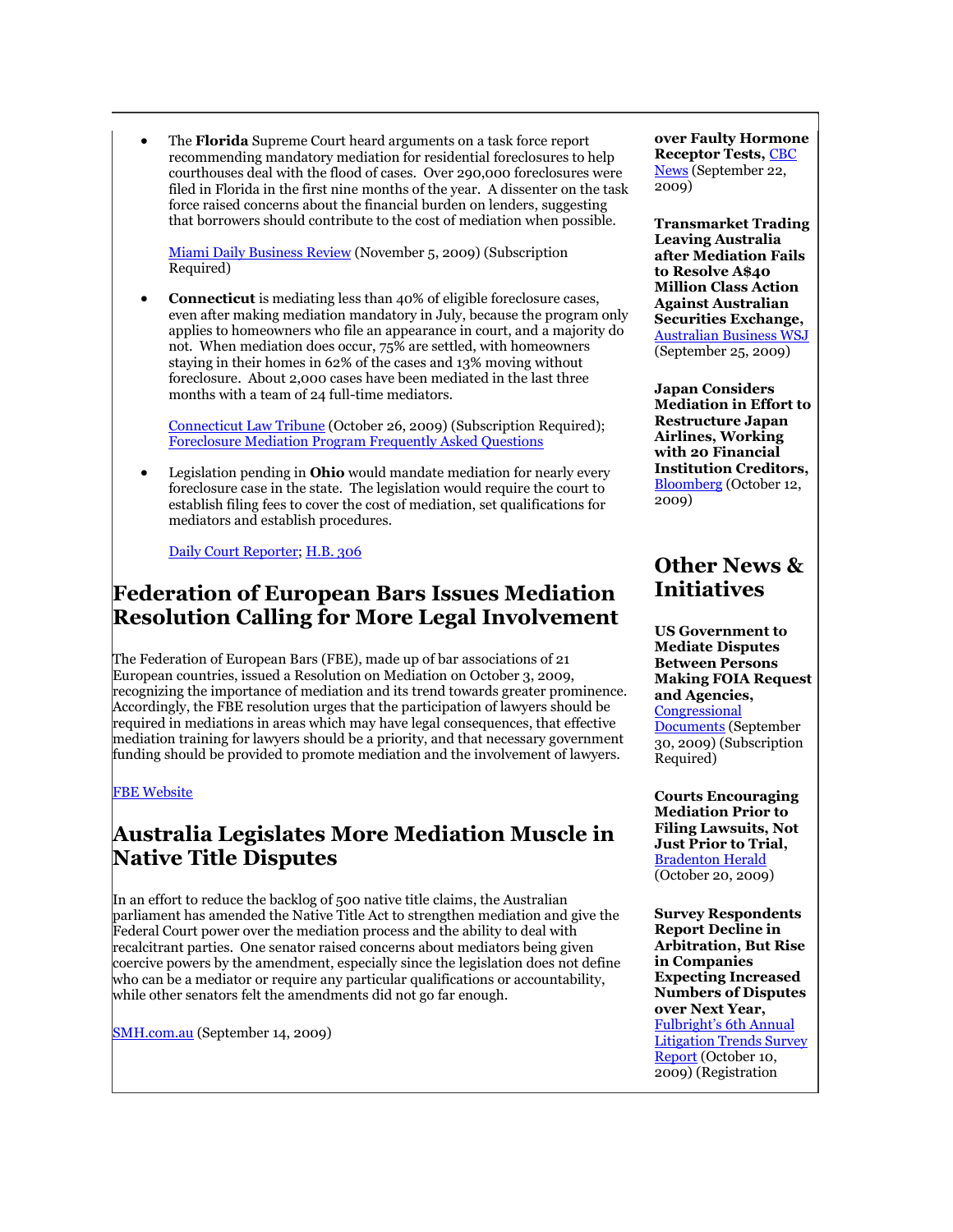- The **Florida** Supreme Court heard arguments on a task force report recommending mandatory mediation for residential foreclosures to help courthouses deal with the flood of cases. Over 290,000 foreclosures were filed in Florida in the first nine months of the year. A dissenter on the task force raised concerns about the financial burden on lenders, suggesting that borrowers should contribute to the cost of mediation when possible.

  Miami Daily Business Review (November 5, 2009) (Subscription Required)

- **Connecticut** is mediating less than 40% of eligible foreclosure cases, even after making mediation mandatory in July, because the program only applies to homeowners who file an appearance in court, and a majority do not. When mediation does occur, 75% are settled, with homeowners staying in their homes in 62% of the cases and 13% moving without foreclosure. About 2,000 cases have been mediated in the last three months with a team of 24 full-time mediators.

  Connecticut Law Tribune (October 26, 2009) (Subscription Required); Foreclosure Mediation Program Frequently Asked Questions

- Legislation pending in **Ohio** would mandate mediation for nearly every foreclosure case in the state. The legislation would require the court to establish filing fees to cover the cost of mediation, set qualifications for mediators and establish procedures.

  Daily Court Reporter; H.B. 306

## Federation of European Bars Issues Mediation Resolution Calling for More Legal Involvement

The Federation of European Bars (FBE), made up of bar associations of 21 European countries, issued a Resolution on Mediation on October 3, 2009, recognizing the importance of mediation and its trend towards greater prominence. Accordingly, the FBE resolution urges that the participation of lawyers should be required in mediations in areas which may have legal consequences, that effective mediation training for lawyers should be a priority, and that necessary government funding should be provided to promote mediation and the involvement of lawyers.

FBE Website

## Australia Legislates More Mediation Muscle in Native Title Disputes

In an effort to reduce the backlog of 500 native title claims, the Australian parliament has amended the Native Title Act to strengthen mediation and give the Federal Court power over the mediation process and the ability to deal with recalcitrant parties. One senator raised concerns about mediators being given coercive powers by the amendment, especially since the legislation does not define who can be a mediator or require any particular qualifications or accountability, while other senators felt the amendments did not go far enough.

SMH.com.au (September 14, 2009)

**over Faulty Hormone Receptor Tests,** CBC News (September 22, 2009)

**Transmarket Trading Leaving Australia after Mediation Fails to Resolve A$40 Million Class Action Against Australian Securities Exchange,** Australian Business WSJ (September 25, 2009)

**Japan Considers Mediation in Effort to Restructure Japan Airlines, Working with 20 Financial Institution Creditors,** Bloomberg (October 12, 2009)

## Other News & Initiatives

**US Government to Mediate Disputes Between Persons Making FOIA Request and Agencies,** Congressional Documents (September 30, 2009) (Subscription Required)

**Courts Encouraging Mediation Prior to Filing Lawsuits, Not Just Prior to Trial,** Bradenton Herald (October 20, 2009)

**Survey Respondents Report Decline in Arbitration, But Rise in Companies Expecting Increased Numbers of Disputes over Next Year,** Fulbright's 6th Annual Litigation Trends Survey Report (October 10, 2009) (Registration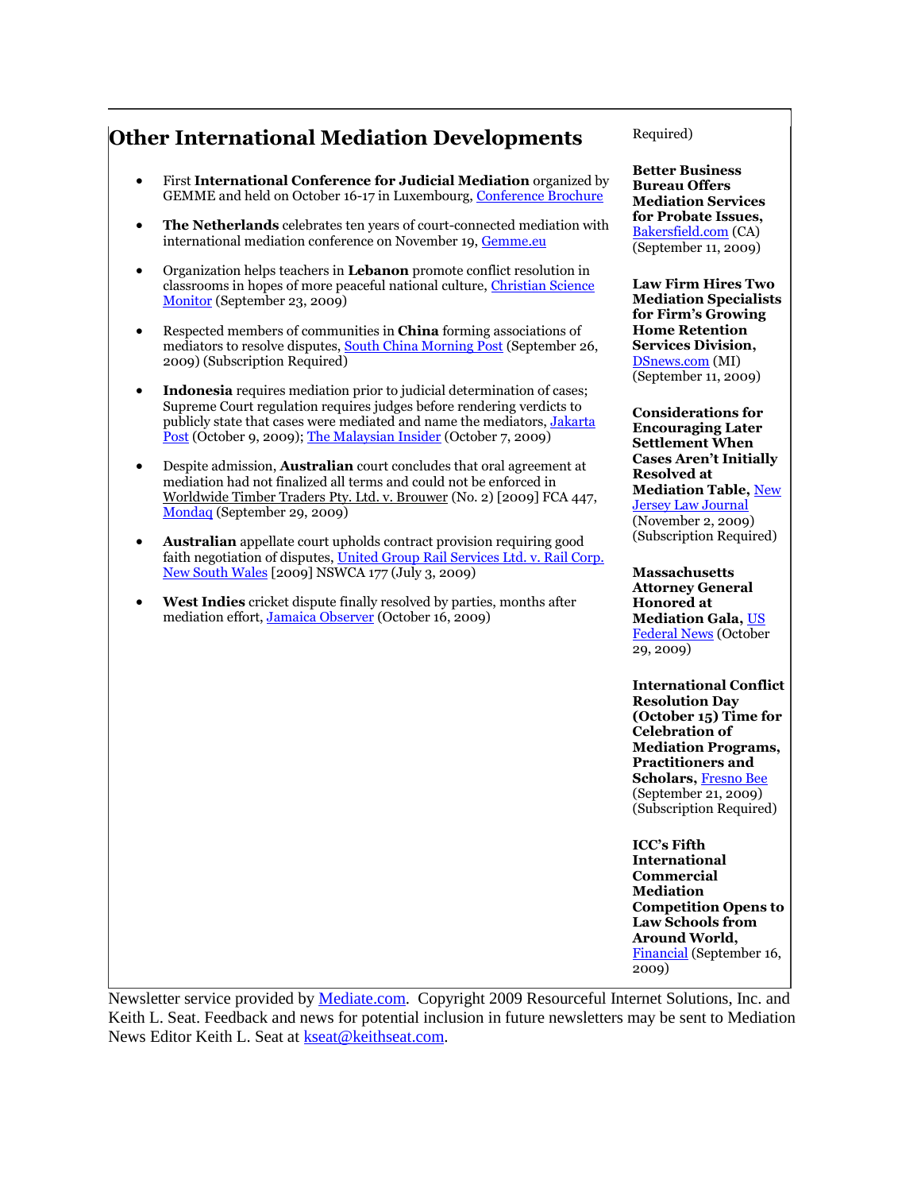## Other International Mediation Developments

- First **International Conference for Judicial Mediation** organized by GEMME and held on October 16-17 in Luxembourg, Conference Brochure
- **The Netherlands** celebrates ten years of court-connected mediation with international mediation conference on November 19, Gemme.eu
- Organization helps teachers in **Lebanon** promote conflict resolution in classrooms in hopes of more peaceful national culture, Christian Science Monitor (September 23, 2009)
- Respected members of communities in **China** forming associations of mediators to resolve disputes, South China Morning Post (September 26, 2009) (Subscription Required)
- **Indonesia** requires mediation prior to judicial determination of cases; Supreme Court regulation requires judges before rendering verdicts to publicly state that cases were mediated and name the mediators, Jakarta Post (October 9, 2009); The Malaysian Insider (October 7, 2009)
- Despite admission, **Australian** court concludes that oral agreement at mediation had not finalized all terms and could not be enforced in Worldwide Timber Traders Pty. Ltd. v. Brouwer (No. 2) [2009] FCA 447, Mondaq (September 29, 2009)
- **Australian** appellate court upholds contract provision requiring good faith negotiation of disputes, United Group Rail Services Ltd. v. Rail Corp. New South Wales [2009] NSWCA 177 (July 3, 2009)
- **West Indies** cricket dispute finally resolved by parties, months after mediation effort, Jamaica Observer (October 16, 2009)

Required)

**Better Business Bureau Offers Mediation Services for Probate Issues,** Bakersfield.com (CA) (September 11, 2009)

**Law Firm Hires Two Mediation Specialists for Firm's Growing Home Retention Services Division,** DSnews.com (MI) (September 11, 2009)

**Considerations for Encouraging Later Settlement When Cases Aren't Initially Resolved at Mediation Table,** New Jersey Law Journal (November 2, 2009) (Subscription Required)

**Massachusetts Attorney General Honored at Mediation Gala,** US Federal News (October 29, 2009)

**International Conflict Resolution Day (October 15) Time for Celebration of Mediation Programs, Practitioners and Scholars,** Fresno Bee (September 21, 2009) (Subscription Required)

**ICC's Fifth International Commercial Mediation Competition Opens to Law Schools from Around World,** Financial (September 16, 2009)

Newsletter service provided by Mediate.com. Copyright 2009 Resourceful Internet Solutions, Inc. and Keith L. Seat. Feedback and news for potential inclusion in future newsletters may be sent to Mediation News Editor Keith L. Seat at kseat@keithseat.com.